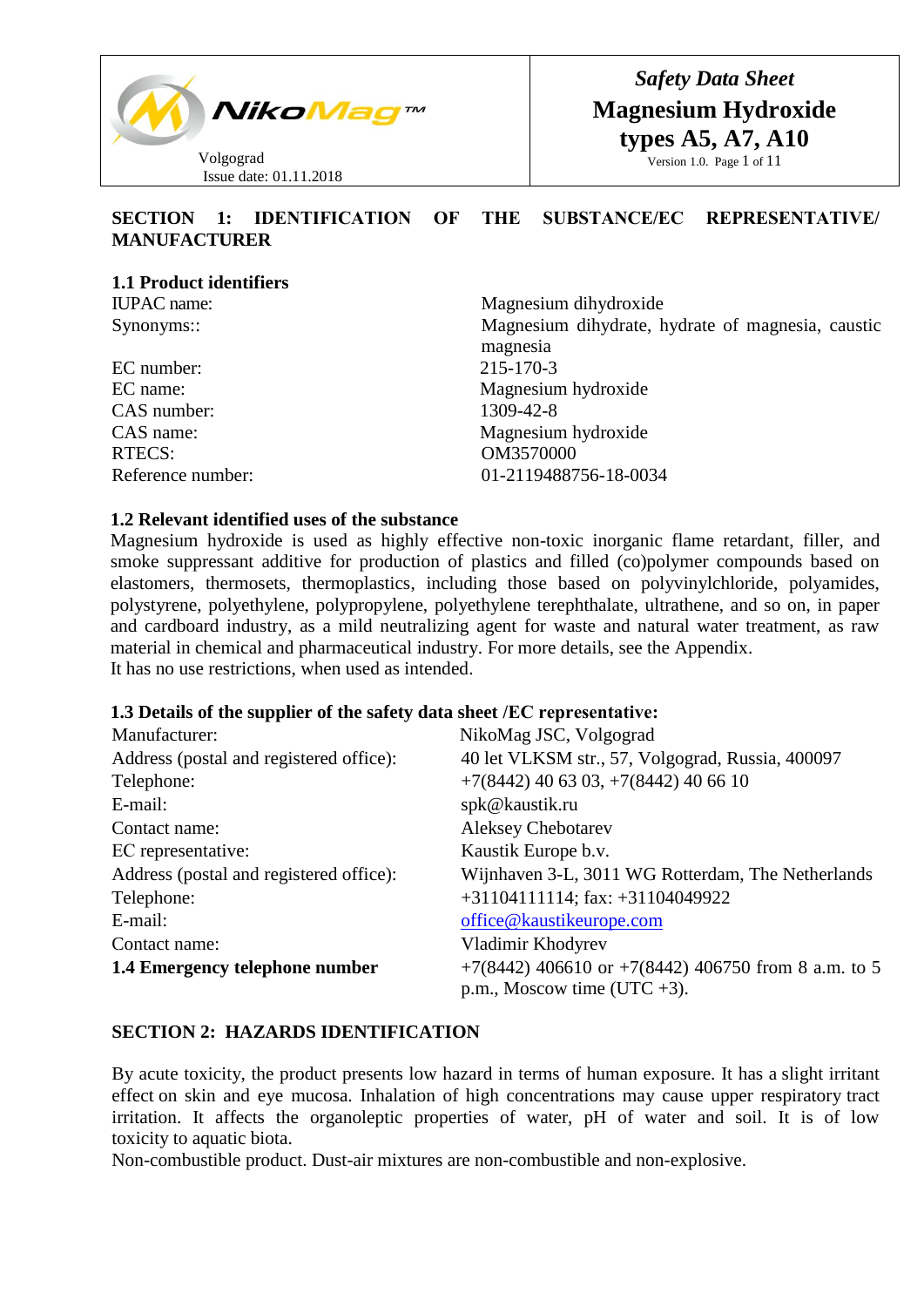# Safety Data Sheet
# Magnesium Hydroxide types A5, A7, A10

NikoMag™
Volgograd
Issue date: 01.11.2018

Version 1.0.

## SECTION 1: IDENTIFICATION OF THE SUBSTANCE/EC REPRESENTATIVE/ MANUFACTURER

### 1.1 Product identifiers

| | |
|---|---|
| IUPAC name: | Magnesium dihydroxide |
| Synonyms:: | Magnesium dihydrate, hydrate of magnesia, caustic magnesia |
| EC number: | 215-170-3 |
| EC name: | Magnesium hydroxide |
| CAS number: | 1309-42-8 |
| CAS name: | Magnesium hydroxide |
| RTECS: | OM3570000 |
| Reference number: | 01-2119488756-18-0034 |

### 1.2 Relevant identified uses of the substance

Magnesium hydroxide is used as highly effective non-toxic inorganic flame retardant, filler, and smoke suppressant additive for production of plastics and filled (co)polymer compounds based on elastomers, thermosets, thermoplastics, including those based on polyvinylchloride, polyamides, polystyrene, polyethylene, polypropylene, polyethylene terephthalate, ultrathene, and so on, in paper and cardboard industry, as a mild neutralizing agent for waste and natural water treatment, as raw material in chemical and pharmaceutical industry. For more details, see the Appendix.

It has no use restrictions, when used as intended.

### 1.3 Details of the supplier of the safety data sheet /EC representative:

| | |
|---|---|
| Manufacturer: | NikoMag JSC, Volgograd |
| Address (postal and registered office): | 40 let VLKSM str., 57, Volgograd, Russia, 400097 |
| Telephone: | +7(8442) 40 63 03, +7(8442) 40 66 10 |
| E-mail: | spk@kaustik.ru |
| Contact name: | Aleksey Chebotarev |
| EC representative: | Kaustik Europe b.v. |
| Address (postal and registered office): | Wijnhaven 3-L, 3011 WG Rotterdam, The Netherlands |
| Telephone: | +31104111114; fax: +31104049922 |
| E-mail: | office@kaustikeurope.com |
| Contact name: | Vladimir Khodyrev |
| **1.4 Emergency telephone number** | +7(8442) 406610 or +7(8442) 406750 from 8 a.m. to 5 p.m., Moscow time (UTC +3). |

## SECTION 2: HAZARDS IDENTIFICATION

By acute toxicity, the product presents low hazard in terms of human exposure. It has a slight irritant effect on skin and eye mucosa. Inhalation of high concentrations may cause upper respiratory tract irritation. It affects the organoleptic properties of water, pH of water and soil. It is of low toxicity to aquatic biota.

Non-combustible product. Dust-air mixtures are non-combustible and non-explosive.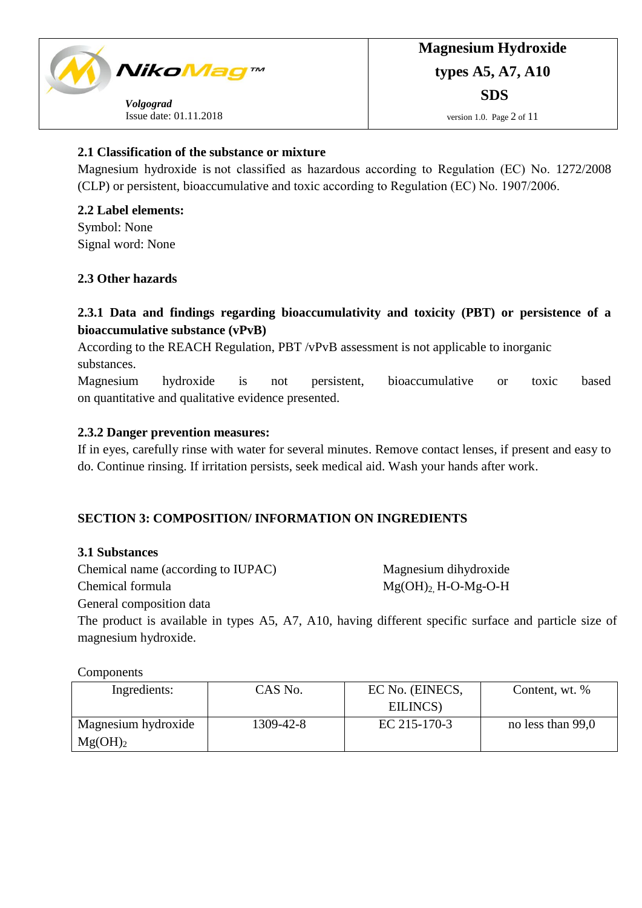### 2.1 Classification of the substance or mixture

Magnesium hydroxide is not classified as hazardous according to Regulation (EC) No. 1272/2008 (CLP) or persistent, bioaccumulative and toxic according to Regulation (EC) No. 1907/2006.

### 2.2 Label elements:

Symbol: None
Signal word: None

### 2.3 Other hazards

#### 2.3.1 Data and findings regarding bioaccumulativity and toxicity (PBT) or persistence of a bioaccumulative substance (vPvB)

According to the REACH Regulation, PBT /vPvB assessment is not applicable to inorganic substances.
Magnesium hydroxide is not persistent, bioaccumulative or toxic based on quantitative and qualitative evidence presented.

#### 2.3.2 Danger prevention measures:

If in eyes, carefully rinse with water for several minutes. Remove contact lenses, if present and easy to do. Continue rinsing. If irritation persists, seek medical aid. Wash your hands after work.

## SECTION 3: COMPOSITION/ INFORMATION ON INGREDIENTS

### 3.1 Substances

Chemical name (according to IUPAC) Magnesium dihydroxide
Chemical formula $Mg(OH)_2$, H-O-Mg-O-H
General composition data
The product is available in types A5, A7, A10, having different specific surface and particle size of magnesium hydroxide.

Components

| Ingredients: | CAS No. | EC No. (EINECS, EILINCS) | Content, wt. % |
|---|---|---|---|
| Magnesium hydroxide $Mg(OH)_2$ | 1309-42-8 | EC 215-170-3 | no less than 99,0 |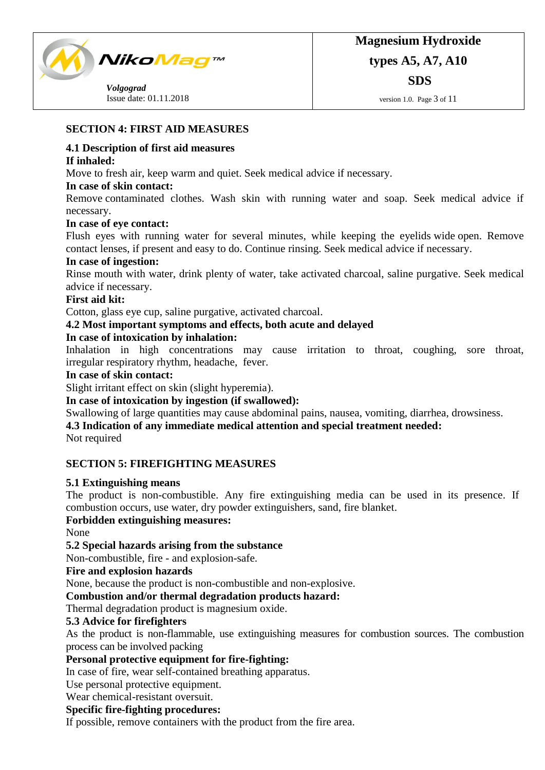## SECTION 4: FIRST AID MEASURES

### 4.1 Description of first aid measures

**If inhaled:**

Move to fresh air, keep warm and quiet. Seek medical advice if necessary.

**In case of skin contact:**

Remove contaminated clothes. Wash skin with running water and soap. Seek medical advice if necessary.

**In case of eye contact:**

Flush eyes with running water for several minutes, while keeping the eyelids wide open. Remove contact lenses, if present and easy to do. Continue rinsing. Seek medical advice if necessary.

**In case of ingestion:**

Rinse mouth with water, drink plenty of water, take activated charcoal, saline purgative. Seek medical advice if necessary.

**First aid kit:**

Cotton, glass eye cup, saline purgative, activated charcoal.

### 4.2 Most important symptoms and effects, both acute and delayed

**In case of intoxication by inhalation:**

Inhalation in high concentrations may cause irritation to throat, coughing, sore throat, irregular respiratory rhythm, headache, fever.

**In case of skin contact:**

Slight irritant effect on skin (slight hyperemia).

**In case of intoxication by ingestion (if swallowed):**

Swallowing of large quantities may cause abdominal pains, nausea, vomiting, diarrhea, drowsiness.

### 4.3 Indication of any immediate medical attention and special treatment needed:

Not required

## SECTION 5: FIREFIGHTING MEASURES

### 5.1 Extinguishing means

The product is non-combustible. Any fire extinguishing media can be used in its presence. If combustion occurs, use water, dry powder extinguishers, sand, fire blanket.

**Forbidden extinguishing measures:**

None

### 5.2 Special hazards arising from the substance

Non-combustible, fire - and explosion-safe.

**Fire and explosion hazards**

None, because the product is non-combustible and non-explosive.

**Combustion and/or thermal degradation products hazard:**

Thermal degradation product is magnesium oxide.

### 5.3 Advice for firefighters

As the product is non-flammable, use extinguishing measures for combustion sources. The combustion process can be involved packing

**Personal protective equipment for fire-fighting:**

In case of fire, wear self-contained breathing apparatus.

Use personal protective equipment.

Wear chemical-resistant oversuit.

**Specific fire-fighting procedures:**

If possible, remove containers with the product from the fire area.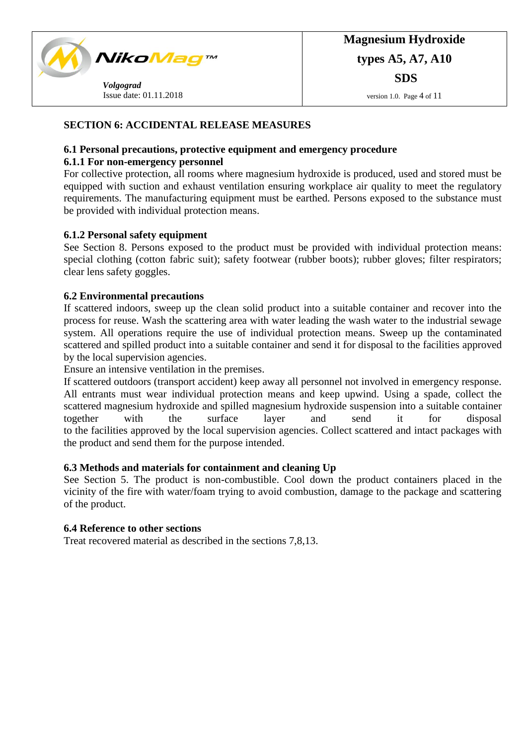## SECTION 6: ACCIDENTAL RELEASE MEASURES

### 6.1 Personal precautions, protective equipment and emergency procedure

#### 6.1.1 For non-emergency personnel

For collective protection, all rooms where magnesium hydroxide is produced, used and stored must be equipped with suction and exhaust ventilation ensuring workplace air quality to meet the regulatory requirements. The manufacturing equipment must be earthed. Persons exposed to the substance must be provided with individual protection means.

#### 6.1.2 Personal safety equipment

See Section 8. Persons exposed to the product must be provided with individual protection means: special clothing (cotton fabric suit); safety footwear (rubber boots); rubber gloves; filter respirators; clear lens safety goggles.

### 6.2 Environmental precautions

If scattered indoors, sweep up the clean solid product into a suitable container and recover into the process for reuse. Wash the scattering area with water leading the wash water to the industrial sewage system. All operations require the use of individual protection means. Sweep up the contaminated scattered and spilled product into a suitable container and send it for disposal to the facilities approved by the local supervision agencies.

Ensure an intensive ventilation in the premises.

If scattered outdoors (transport accident) keep away all personnel not involved in emergency response. All entrants must wear individual protection means and keep upwind. Using a spade, collect the scattered magnesium hydroxide and spilled magnesium hydroxide suspension into a suitable container together with the surface layer and send it for disposal to the facilities approved by the local supervision agencies. Collect scattered and intact packages with the product and send them for the purpose intended.

### 6.3 Methods and materials for containment and cleaning Up

See Section 5. The product is non-combustible. Cool down the product containers placed in the vicinity of the fire with water/foam trying to avoid combustion, damage to the package and scattering of the product.

### 6.4 Reference to other sections

Treat recovered material as described in the sections 7,8,13.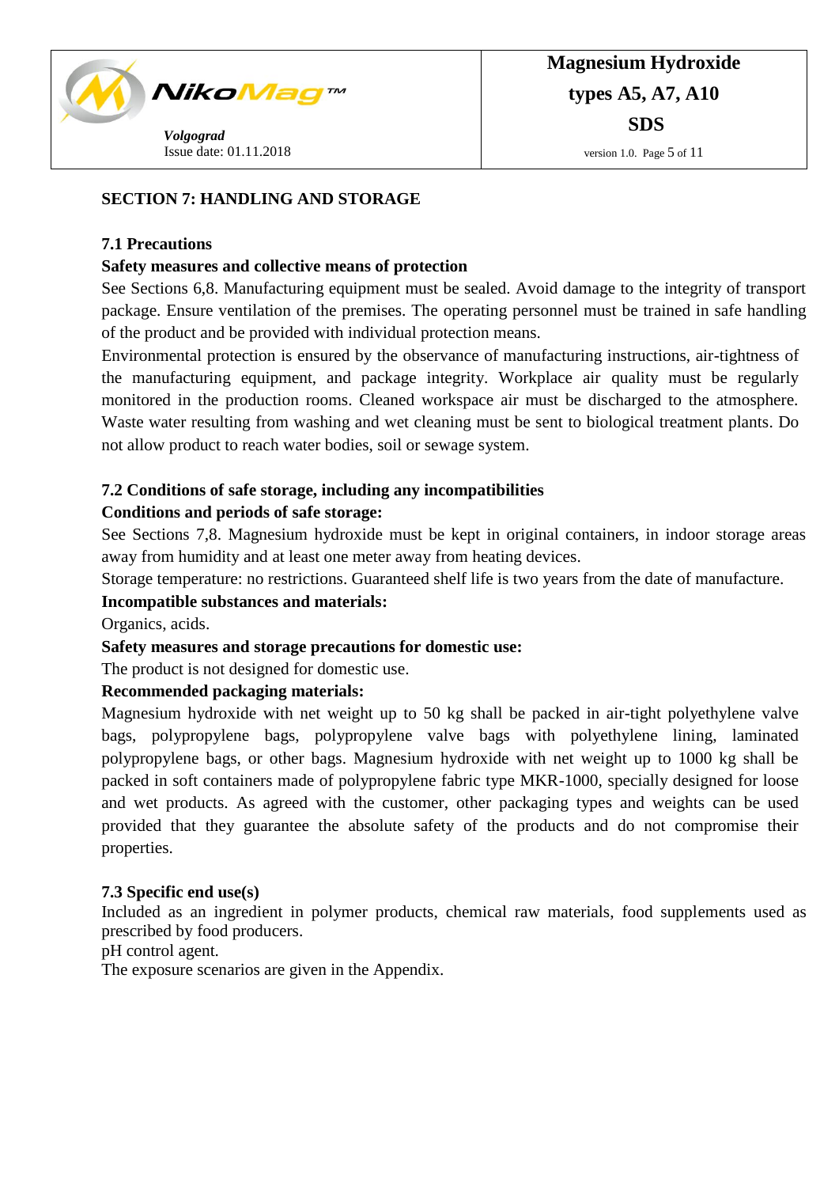## SECTION 7: HANDLING AND STORAGE

### 7.1 Precautions

**Safety measures and collective means of protection**

See Sections 6,8. Manufacturing equipment must be sealed. Avoid damage to the integrity of transport package. Ensure ventilation of the premises. The operating personnel must be trained in safe handling of the product and be provided with individual protection means.

Environmental protection is ensured by the observance of manufacturing instructions, air-tightness of the manufacturing equipment, and package integrity. Workplace air quality must be regularly monitored in the production rooms. Cleaned workspace air must be discharged to the atmosphere. Waste water resulting from washing and wet cleaning must be sent to biological treatment plants. Do not allow product to reach water bodies, soil or sewage system.

### 7.2 Conditions of safe storage, including any incompatibilities

**Conditions and periods of safe storage:**

See Sections 7,8. Magnesium hydroxide must be kept in original containers, in indoor storage areas away from humidity and at least one meter away from heating devices.

Storage temperature: no restrictions. Guaranteed shelf life is two years from the date of manufacture.

**Incompatible substances and materials:**

Organics, acids.

**Safety measures and storage precautions for domestic use:**

The product is not designed for domestic use.

**Recommended packaging materials:**

Magnesium hydroxide with net weight up to 50 kg shall be packed in air-tight polyethylene valve bags, polypropylene bags, polypropylene valve bags with polyethylene lining, laminated polypropylene bags, or other bags. Magnesium hydroxide with net weight up to 1000 kg shall be packed in soft containers made of polypropylene fabric type MKR-1000, specially designed for loose and wet products. As agreed with the customer, other packaging types and weights can be used provided that they guarantee the absolute safety of the products and do not compromise their properties.

### 7.3 Specific end use(s)

Included as an ingredient in polymer products, chemical raw materials, food supplements used as prescribed by food producers.

pH control agent.

The exposure scenarios are given in the Appendix.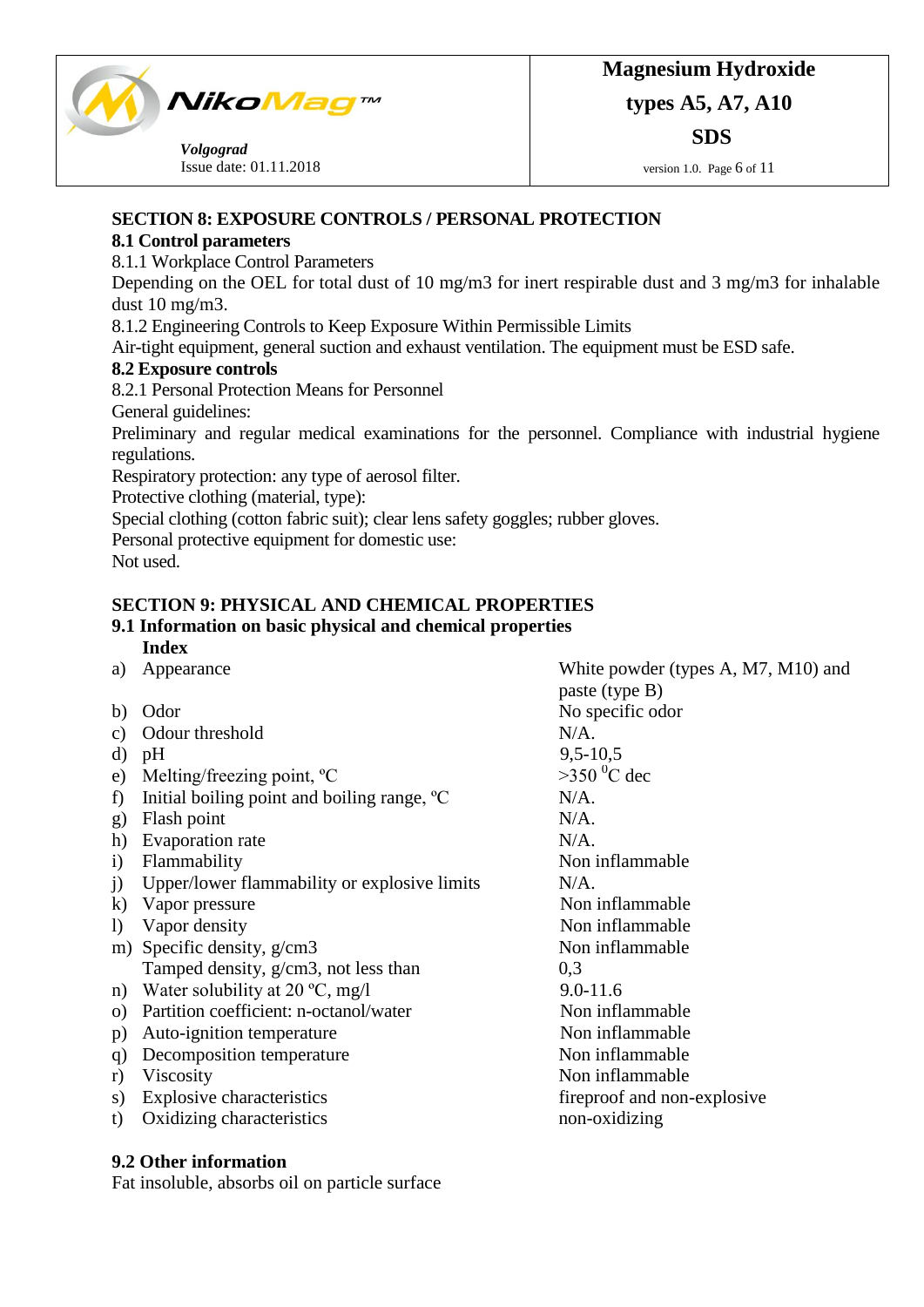## SECTION 8: EXPOSURE CONTROLS / PERSONAL PROTECTION

### 8.1 Control parameters

8.1.1 Workplace Control Parameters

Depending on the OEL for total dust of 10 mg/m3 for inert respirable dust and 3 mg/m3 for inhalable dust 10 mg/m3.

8.1.2 Engineering Controls to Keep Exposure Within Permissible Limits

Air-tight equipment, general suction and exhaust ventilation. The equipment must be ESD safe.

### 8.2 Exposure controls

8.2.1 Personal Protection Means for Personnel

General guidelines:

Preliminary and regular medical examinations for the personnel. Compliance with industrial hygiene regulations.

Respiratory protection: any type of aerosol filter.

Protective clothing (material, type):

Special clothing (cotton fabric suit); clear lens safety goggles; rubber gloves.

Personal protective equipment for domestic use:

Not used.

## SECTION 9: PHYSICAL AND CHEMICAL PROPERTIES

### 9.1 Information on basic physical and chemical properties

| | Index | |
|---|---|---|
| a) | Appearance | White powder (types A, M7, M10) and paste (type B) |
| b) | Odor | No specific odor |
| c) | Odour threshold | N/A. |
| d) | pH | 9,5-10,5 |
| e) | Melting/freezing point, ºC | >350 $^0$C dec |
| f) | Initial boiling point and boiling range, ºC | N/A. |
| g) | Flash point | N/A. |
| h) | Evaporation rate | N/A. |
| i) | Flammability | Non inflammable |
| j) | Upper/lower flammability or explosive limits | N/A. |
| k) | Vapor pressure | Non inflammable |
| l) | Vapor density | Non inflammable |
| m) | Specific density, g/cm3 | Non inflammable |
| | Tamped density, g/cm3, not less than | 0,3 |
| n) | Water solubility at 20 ºC, mg/l | 9.0-11.6 |
| o) | Partition coefficient: n-octanol/water | Non inflammable |
| p) | Auto-ignition temperature | Non inflammable |
| q) | Decomposition temperature | Non inflammable |
| r) | Viscosity | Non inflammable |
| s) | Explosive characteristics | fireproof and non-explosive |
| t) | Oxidizing characteristics | non-oxidizing |

### 9.2 Other information

Fat insoluble, absorbs oil on particle surface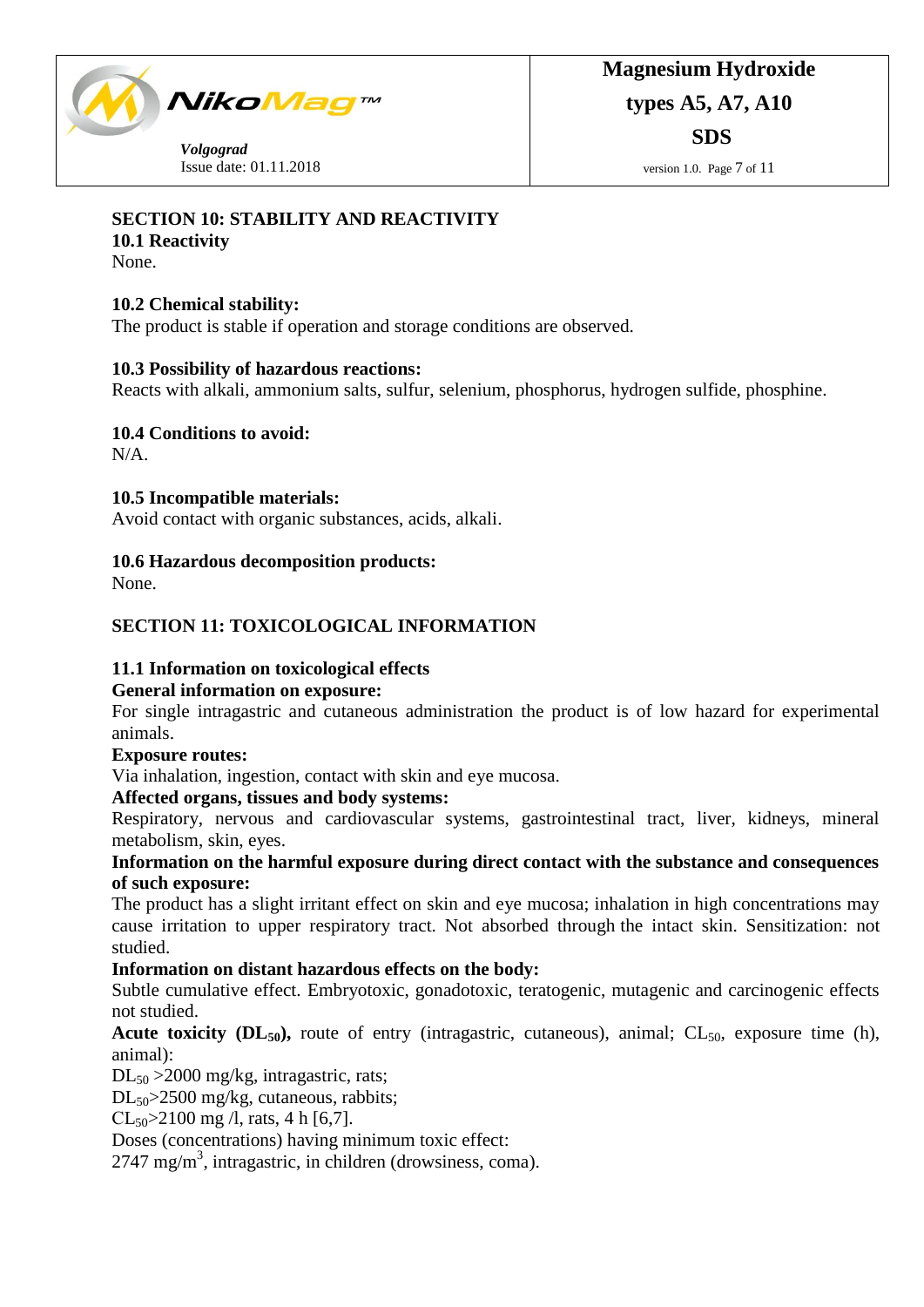## SECTION 10: STABILITY AND REACTIVITY

**10.1 Reactivity**

None.

**10.2 Chemical stability:**

The product is stable if operation and storage conditions are observed.

**10.3 Possibility of hazardous reactions:**

Reacts with alkali, ammonium salts, sulfur, selenium, phosphorus, hydrogen sulfide, phosphine.

**10.4 Conditions to avoid:**

N/A.

**10.5 Incompatible materials:**

Avoid contact with organic substances, acids, alkali.

**10.6 Hazardous decomposition products:**

None.

## SECTION 11: TOXICOLOGICAL INFORMATION

**11.1 Information on toxicological effects**

**General information on exposure:**

For single intragastric and cutaneous administration the product is of low hazard for experimental animals.

**Exposure routes:**

Via inhalation, ingestion, contact with skin and eye mucosa.

**Affected organs, tissues and body systems:**

Respiratory, nervous and cardiovascular systems, gastrointestinal tract, liver, kidneys, mineral metabolism, skin, eyes.

**Information on the harmful exposure during direct contact with the substance and consequences of such exposure:**

The product has a slight irritant effect on skin and eye mucosa; inhalation in high concentrations may cause irritation to upper respiratory tract. Not absorbed through the intact skin. Sensitization: not studied.

**Information on distant hazardous effects on the body:**

Subtle cumulative effect. Embryotoxic, gonadotoxic, teratogenic, mutagenic and carcinogenic effects not studied.

**Acute toxicity ($DL_{50}$),** route of entry (intragastric, cutaneous), animal; $CL_{50}$, exposure time (h), animal):

$DL_{50}$ >2000 mg/kg, intragastric, rats;

$DL_{50}$>2500 mg/kg, cutaneous, rabbits;

$CL_{50}$>2100 mg /l, rats, 4 h [6,7].

Doses (concentrations) having minimum toxic effect:

2747 $mg/m^3$, intragastric, in children (drowsiness, coma).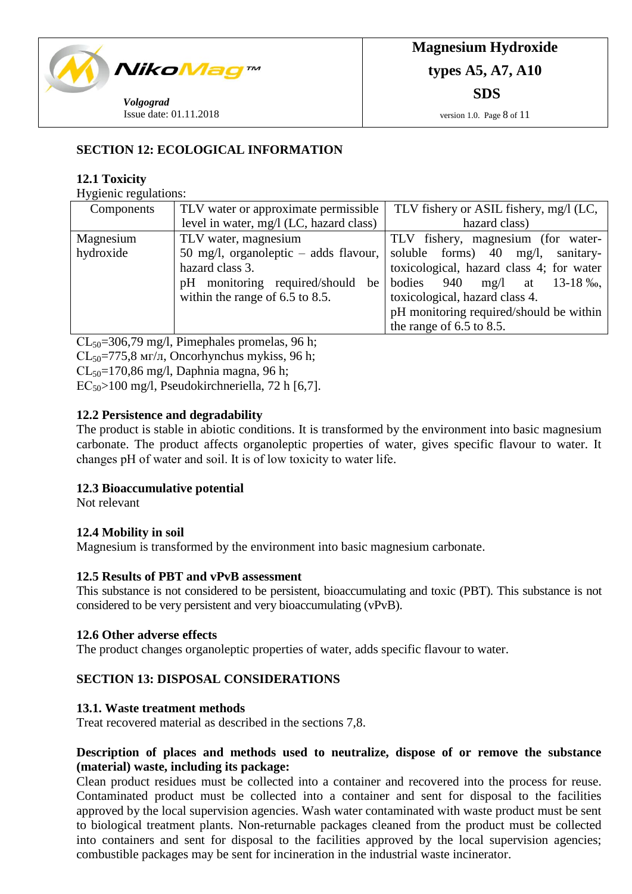## SECTION 12: ECOLOGICAL INFORMATION

### 12.1 Toxicity

Hygienic regulations:

| Components | TLV water or approximate permissible level in water, mg/l (LC, hazard class) | TLV fishery or ASIL fishery, mg/l (LC, hazard class) |
|---|---|---|
| Magnesium hydroxide | TLV water, magnesium<br>50 mg/l, organoleptic – adds flavour, hazard class 3.<br>pH monitoring required/should be within the range of 6.5 to 8.5. | TLV fishery, magnesium (for water-soluble forms) 40 mg/l, sanitary-toxicological, hazard class 4; for water bodies 940 mg/l at 13-18 ‰, toxicological, hazard class 4.<br>pH monitoring required/should be within the range of 6.5 to 8.5. |

$CL_{50}$=306,79 mg/l, Pimephales promelas, 96 h;
$CL_{50}$=775,8 мг/л, Oncorhynchus mykiss, 96 h;
$CL_{50}$=170,86 mg/l, Daphnia magna, 96 h;
$EC_{50}$>100 mg/l, Pseudokirchneriella, 72 h [6,7].

### 12.2 Persistence and degradability

The product is stable in abiotic conditions. It is transformed by the environment into basic magnesium carbonate. The product affects organoleptic properties of water, gives specific flavour to water. It changes pH of water and soil. It is of low toxicity to water life.

### 12.3 Bioaccumulative potential

Not relevant

### 12.4 Mobility in soil

Magnesium is transformed by the environment into basic magnesium carbonate.

### 12.5 Results of PBT and vPvB assessment

This substance is not considered to be persistent, bioaccumulating and toxic (PBT). This substance is not considered to be very persistent and very bioaccumulating (vPvB).

### 12.6 Other adverse effects

The product changes organoleptic properties of water, adds specific flavour to water.

## SECTION 13: DISPOSAL CONSIDERATIONS

### 13.1. Waste treatment methods

Treat recovered material as described in the sections 7,8.

**Description of places and methods used to neutralize, dispose of or remove the substance (material) waste, including its package:**

Clean product residues must be collected into a container and recovered into the process for reuse. Contaminated product must be collected into a container and sent for disposal to the facilities approved by the local supervision agencies. Wash water contaminated with waste product must be sent to biological treatment plants. Non-returnable packages cleaned from the product must be collected into containers and sent for disposal to the facilities approved by the local supervision agencies; combustible packages may be sent for incineration in the industrial waste incinerator.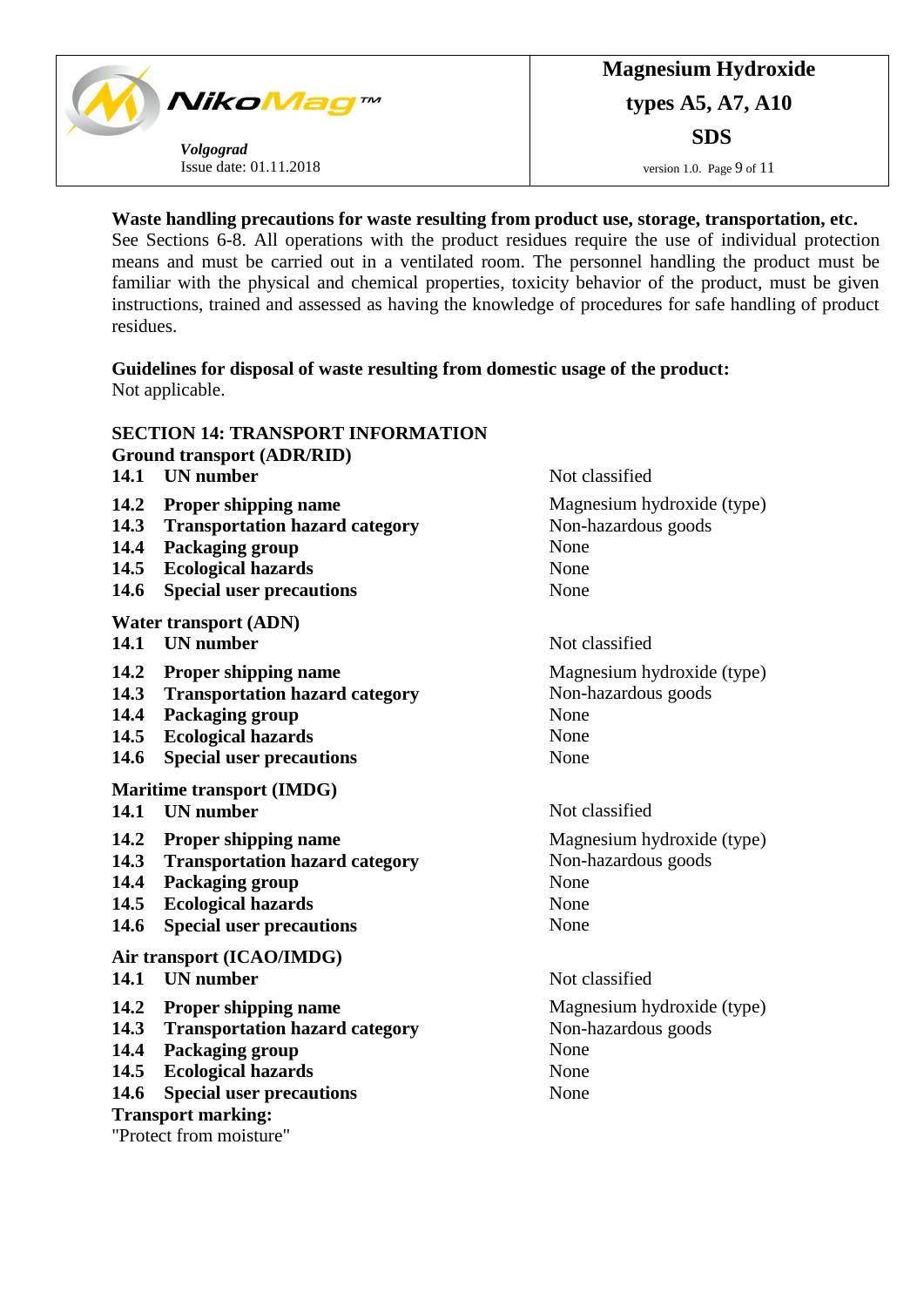**Waste handling precautions for waste resulting from product use, storage, transportation, etc.**
See Sections 6-8. All operations with the product residues require the use of individual protection means and must be carried out in a ventilated room. The personnel handling the product must be familiar with the physical and chemical properties, toxicity behavior of the product, must be given instructions, trained and assessed as having the knowledge of procedures for safe handling of product residues.

**Guidelines for disposal of waste resulting from domestic usage of the product:**
Not applicable.

## SECTION 14: TRANSPORT INFORMATION

**Ground transport (ADR/RID)**

| | | |
|---|---|---|
| **14.1** | **UN number** | Not classified |
| **14.2** | **Proper shipping name** | Magnesium hydroxide (type) |
| **14.3** | **Transportation hazard category** | Non-hazardous goods |
| **14.4** | **Packaging group** | None |
| **14.5** | **Ecological hazards** | None |
| **14.6** | **Special user precautions** | None |

**Water transport (ADN)**

| | | |
|---|---|---|
| **14.1** | **UN number** | Not classified |
| **14.2** | **Proper shipping name** | Magnesium hydroxide (type) |
| **14.3** | **Transportation hazard category** | Non-hazardous goods |
| **14.4** | **Packaging group** | None |
| **14.5** | **Ecological hazards** | None |
| **14.6** | **Special user precautions** | None |

**Maritime transport (IMDG)**

| | | |
|---|---|---|
| **14.1** | **UN number** | Not classified |
| **14.2** | **Proper shipping name** | Magnesium hydroxide (type) |
| **14.3** | **Transportation hazard category** | Non-hazardous goods |
| **14.4** | **Packaging group** | None |
| **14.5** | **Ecological hazards** | None |
| **14.6** | **Special user precautions** | None |

**Air transport (ICAO/IMDG)**

| | | |
|---|---|---|
| **14.1** | **UN number** | Not classified |
| **14.2** | **Proper shipping name** | Magnesium hydroxide (type) |
| **14.3** | **Transportation hazard category** | Non-hazardous goods |
| **14.4** | **Packaging group** | None |
| **14.5** | **Ecological hazards** | None |
| **14.6** | **Special user precautions** | None |

**Transport marking:**
"Protect from moisture"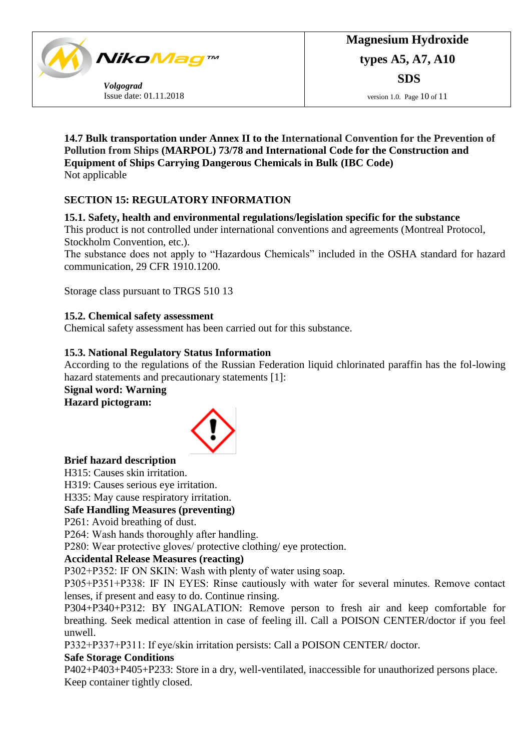**14.7 Bulk transportation under Annex II to the International Convention for the Prevention of Pollution from Ships (MARPOL) 73/78 and International Code for the Construction and Equipment of Ships Carrying Dangerous Chemicals in Bulk (IBC Code)**
Not applicable

## SECTION 15: REGULATORY INFORMATION

### 15.1. Safety, health and environmental regulations/legislation specific for the substance

This product is not controlled under international conventions and agreements (Montreal Protocol, Stockholm Convention, etc.).
The substance does not apply to "Hazardous Chemicals" included in the OSHA standard for hazard communication, 29 CFR 1910.1200.

Storage class pursuant to TRGS 510 13

### 15.2. Chemical safety assessment

Chemical safety assessment has been carried out for this substance.

### 15.3. National Regulatory Status Information

According to the regulations of the Russian Federation liquid chlorinated paraffin has the fol-lowing hazard statements and precautionary statements [1]:
**Signal word: Warning**
**Hazard pictogram:**

**Brief hazard description**
H315: Causes skin irritation.
H319: Causes serious eye irritation.
H335: May cause respiratory irritation.
**Safe Handling Measures (preventing)**
P261: Avoid breathing of dust.
P264: Wash hands thoroughly after handling.
P280: Wear protective gloves/ protective clothing/ eye protection.
**Accidental Release Measures (reacting)**
P302+P352: IF ON SKIN: Wash with plenty of water using soap.
P305+P351+P338: IF IN EYES: Rinse cautiously with water for several minutes. Remove contact lenses, if present and easy to do. Continue rinsing.
P304+P340+P312: BY INGALATION: Remove person to fresh air and keep comfortable for breathing. Seek medical attention in case of feeling ill. Call a POISON CENTER/doctor if you feel unwell.
P332+P337+P311: If eye/skin irritation persists: Call a POISON CENTER/ doctor.
**Safe Storage Conditions**
P402+P403+P405+P233: Store in a dry, well-ventilated, inaccessible for unauthorized persons place. Keep container tightly closed.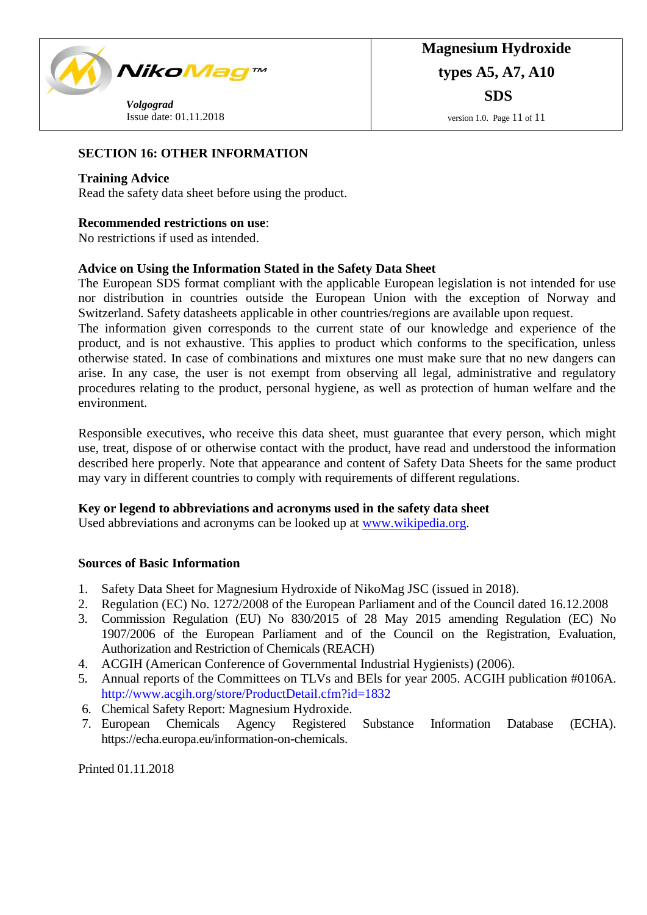## SECTION 16: OTHER INFORMATION

**Training Advice**

Read the safety data sheet before using the product.

**Recommended restrictions on use**:

No restrictions if used as intended.

**Advice on Using the Information Stated in the Safety Data Sheet**

The European SDS format compliant with the applicable European legislation is not intended for use nor distribution in countries outside the European Union with the exception of Norway and Switzerland. Safety datasheets applicable in other countries/regions are available upon request.

The information given corresponds to the current state of our knowledge and experience of the product, and is not exhaustive. This applies to product which conforms to the specification, unless otherwise stated. In case of combinations and mixtures one must make sure that no new dangers can arise. In any case, the user is not exempt from observing all legal, administrative and regulatory procedures relating to the product, personal hygiene, as well as protection of human welfare and the environment.

Responsible executives, who receive this data sheet, must guarantee that every person, which might use, treat, dispose of or otherwise contact with the product, have read and understood the information described here properly. Note that appearance and content of Safety Data Sheets for the same product may vary in different countries to comply with requirements of different regulations.

**Key or legend to abbreviations and acronyms used in the safety data sheet**

Used abbreviations and acronyms can be looked up at www.wikipedia.org.

**Sources of Basic Information**

1. Safety Data Sheet for Magnesium Hydroxide of NikoMag JSC (issued in 2018).
2. Regulation (EC) No. 1272/2008 of the European Parliament and of the Council dated 16.12.2008
3. Commission Regulation (EU) No 830/2015 of 28 May 2015 amending Regulation (EC) No 1907/2006 of the European Parliament and of the Council on the Registration, Evaluation, Authorization and Restriction of Chemicals (REACH)
4. ACGIH (American Conference of Governmental Industrial Hygienists) (2006).
5. Annual reports of the Committees on TLVs and BEls for year 2005. ACGIH publication #0106A. http://www.acgih.org/store/ProductDetail.cfm?id=1832
6. Chemical Safety Report: Magnesium Hydroxide.
7. European Chemicals Agency Registered Substance Information Database (ECHA). https://echa.europa.eu/information-on-chemicals.

Printed 01.11.2018